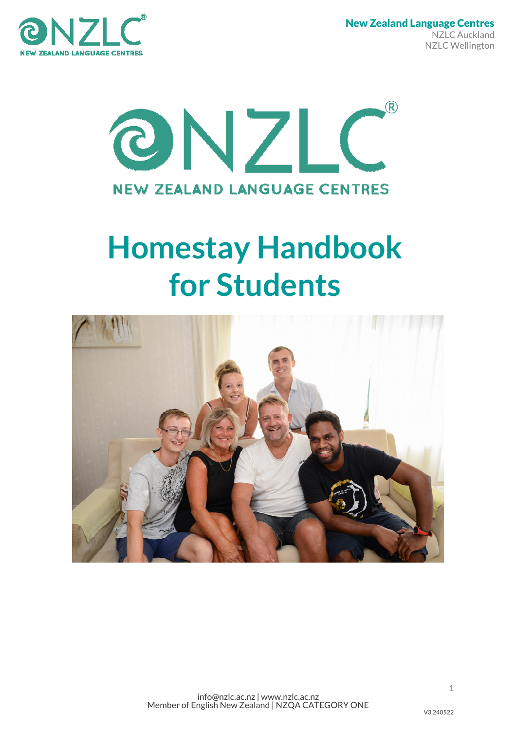New Zealand Language Centres
NZLC Auckland
NZLC Wellington

NZLC®
NEW ZEALAND LANGUAGE CENTRES

# Homestay Handbook for Students

info@nzlc.ac.nz | www.nzlc.ac.nz
Member of English New Zealand | NZQA CATEGORY ONE

V3.240522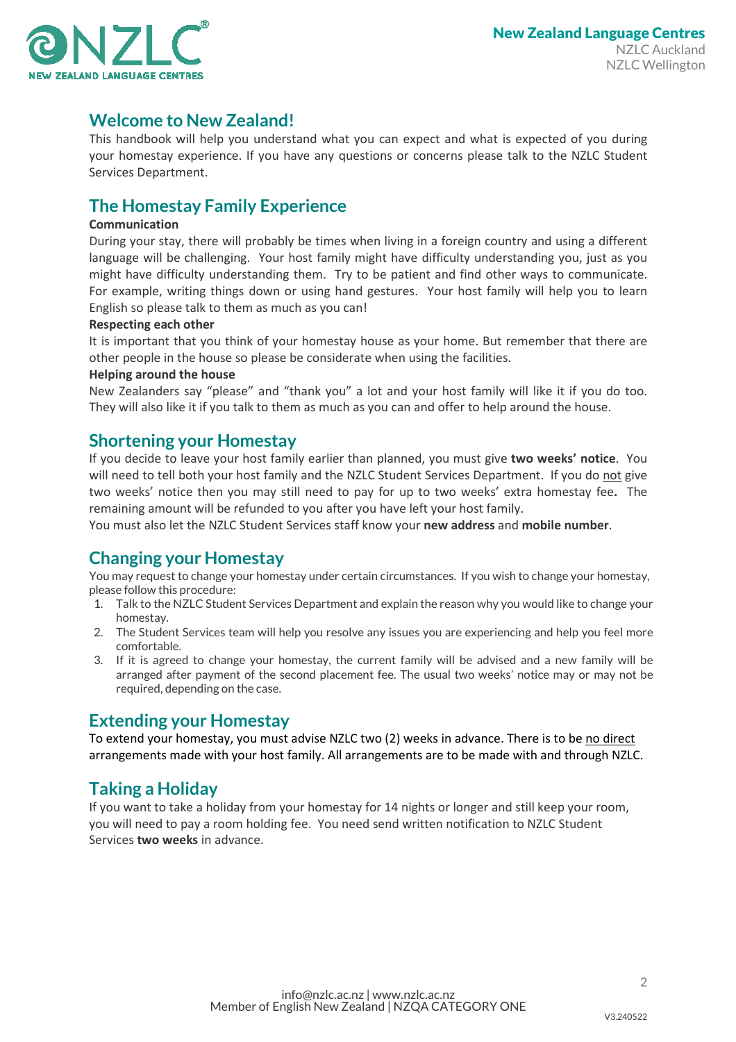## Welcome to New Zealand!

This handbook will help you understand what you can expect and what is expected of you during your homestay experience. If you have any questions or concerns please talk to the NZLC Student Services Department.

## The Homestay Family Experience

**Communication**

During your stay, there will probably be times when living in a foreign country and using a different language will be challenging. Your host family might have difficulty understanding you, just as you might have difficulty understanding them. Try to be patient and find other ways to communicate. For example, writing things down or using hand gestures. Your host family will help you to learn English so please talk to them as much as you can!

**Respecting each other**

It is important that you think of your homestay house as your home. But remember that there are other people in the house so please be considerate when using the facilities.

**Helping around the house**

New Zealanders say "please" and "thank you" a lot and your host family will like it if you do too. They will also like it if you talk to them as much as you can and offer to help around the house.

## Shortening your Homestay

If you decide to leave your host family earlier than planned, you must give **two weeks' notice**. You will need to tell both your host family and the NZLC Student Services Department. If you do <u>not</u> give two weeks' notice then you may still need to pay for up to two weeks' extra homestay fee**.** The remaining amount will be refunded to you after you have left your host family.

You must also let the NZLC Student Services staff know your **new address** and **mobile number**.

## Changing your Homestay

You may request to change your homestay under certain circumstances. If you wish to change your homestay, please follow this procedure:

1. Talk to the NZLC Student Services Department and explain the reason why you would like to change your homestay.
2. The Student Services team will help you resolve any issues you are experiencing and help you feel more comfortable.
3. If it is agreed to change your homestay, the current family will be advised and a new family will be arranged after payment of the second placement fee. The usual two weeks' notice may or may not be required, depending on the case.

## Extending your Homestay

To extend your homestay, you must advise NZLC two (2) weeks in advance. There is to be <u>no direct</u> arrangements made with your host family. All arrangements are to be made with and through NZLC.

## Taking a Holiday

If you want to take a holiday from your homestay for 14 nights or longer and still keep your room, you will need to pay a room holding fee. You need send written notification to NZLC Student Services **two weeks** in advance.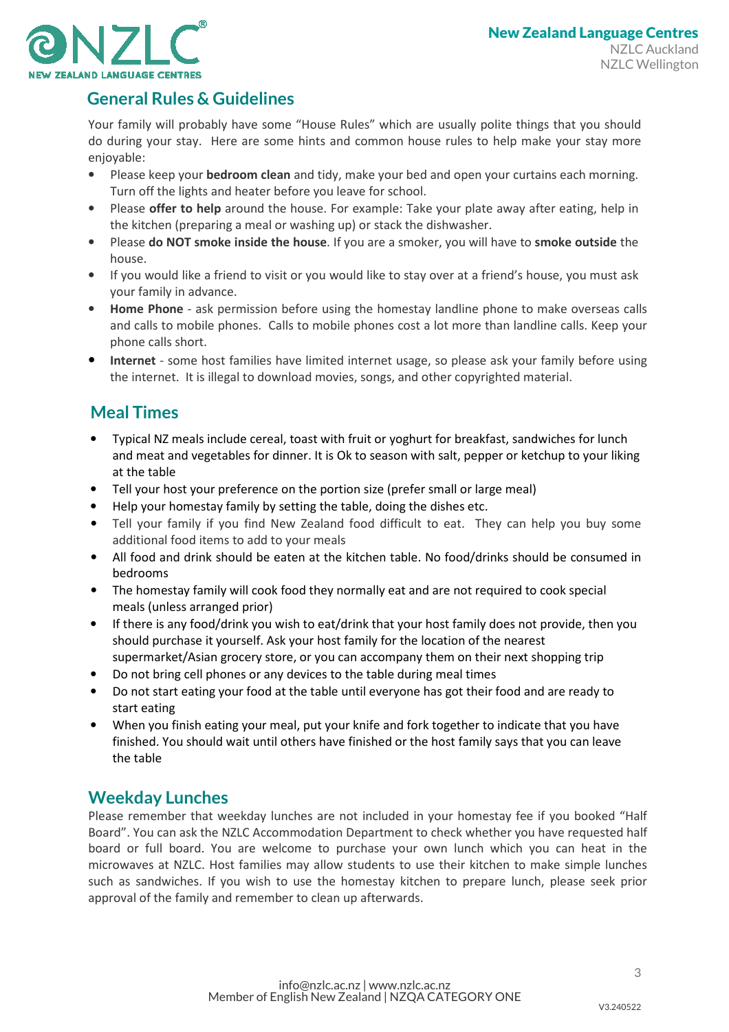## General Rules & Guidelines

Your family will probably have some "House Rules" which are usually polite things that you should do during your stay. Here are some hints and common house rules to help make your stay more enjoyable:

- Please keep your **bedroom clean** and tidy, make your bed and open your curtains each morning. Turn off the lights and heater before you leave for school.
- Please **offer to help** around the house. For example: Take your plate away after eating, help in the kitchen (preparing a meal or washing up) or stack the dishwasher.
- Please **do NOT smoke inside the house**. If you are a smoker, you will have to **smoke outside** the house.
- If you would like a friend to visit or you would like to stay over at a friend's house, you must ask your family in advance.
- **Home Phone** - ask permission before using the homestay landline phone to make overseas calls and calls to mobile phones. Calls to mobile phones cost a lot more than landline calls. Keep your phone calls short.
- **Internet** - some host families have limited internet usage, so please ask your family before using the internet. It is illegal to download movies, songs, and other copyrighted material.

## Meal Times

- Typical NZ meals include cereal, toast with fruit or yoghurt for breakfast, sandwiches for lunch and meat and vegetables for dinner. It is Ok to season with salt, pepper or ketchup to your liking at the table
- Tell your host your preference on the portion size (prefer small or large meal)
- Help your homestay family by setting the table, doing the dishes etc.
- Tell your family if you find New Zealand food difficult to eat. They can help you buy some additional food items to add to your meals
- All food and drink should be eaten at the kitchen table. No food/drinks should be consumed in bedrooms
- The homestay family will cook food they normally eat and are not required to cook special meals (unless arranged prior)
- If there is any food/drink you wish to eat/drink that your host family does not provide, then you should purchase it yourself. Ask your host family for the location of the nearest supermarket/Asian grocery store, or you can accompany them on their next shopping trip
- Do not bring cell phones or any devices to the table during meal times
- Do not start eating your food at the table until everyone has got their food and are ready to start eating
- When you finish eating your meal, put your knife and fork together to indicate that you have finished. You should wait until others have finished or the host family says that you can leave the table

## Weekday Lunches

Please remember that weekday lunches are not included in your homestay fee if you booked "Half Board". You can ask the NZLC Accommodation Department to check whether you have requested half board or full board. You are welcome to purchase your own lunch which you can heat in the microwaves at NZLC. Host families may allow students to use their kitchen to make simple lunches such as sandwiches. If you wish to use the homestay kitchen to prepare lunch, please seek prior approval of the family and remember to clean up afterwards.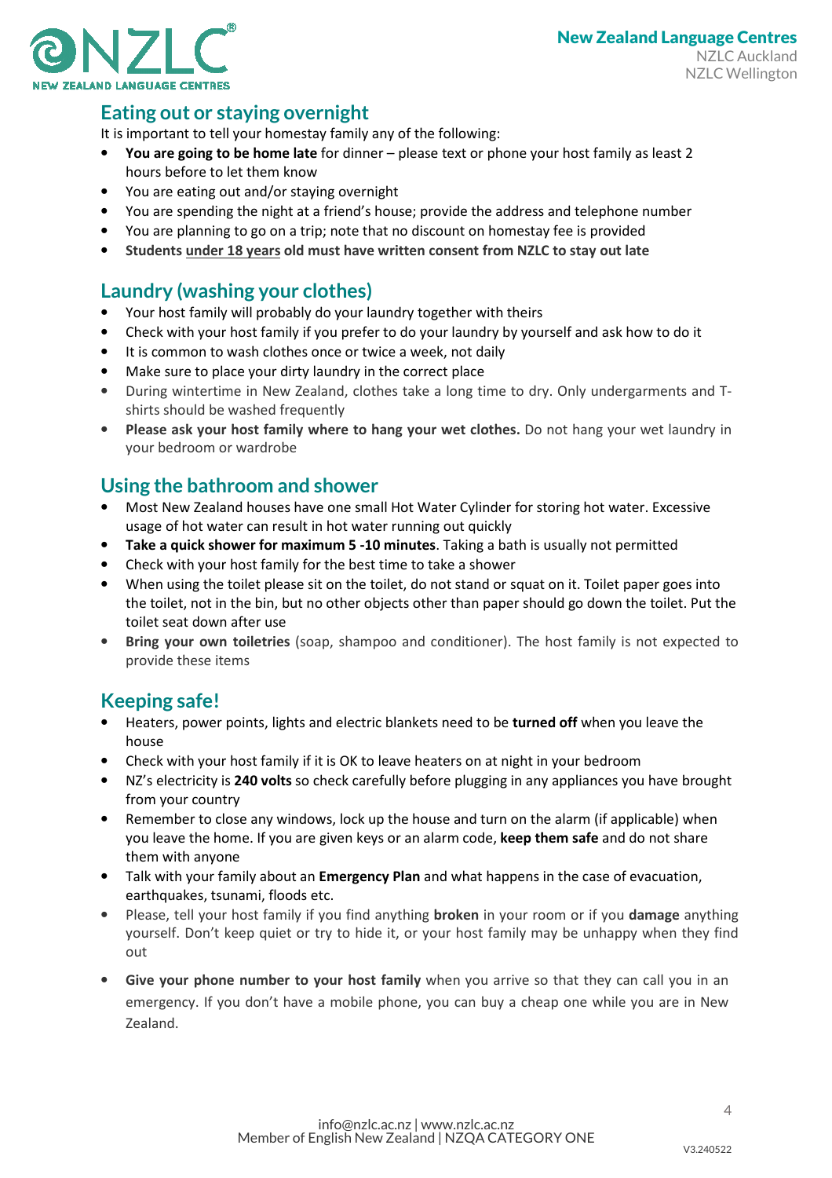## Eating out or staying overnight

It is important to tell your homestay family any of the following:

- **You are going to be home late** for dinner – please text or phone your host family as least 2 hours before to let them know
- You are eating out and/or staying overnight
- You are spending the night at a friend's house; provide the address and telephone number
- You are planning to go on a trip; note that no discount on homestay fee is provided
- **Students <u>under 18 years</u> old must have written consent from NZLC to stay out late**

## Laundry (washing your clothes)

- Your host family will probably do your laundry together with theirs
- Check with your host family if you prefer to do your laundry by yourself and ask how to do it
- It is common to wash clothes once or twice a week, not daily
- Make sure to place your dirty laundry in the correct place
- During wintertime in New Zealand, clothes take a long time to dry. Only undergarments and T-shirts should be washed frequently
- **Please ask your host family where to hang your wet clothes.** Do not hang your wet laundry in your bedroom or wardrobe

## Using the bathroom and shower

- Most New Zealand houses have one small Hot Water Cylinder for storing hot water. Excessive usage of hot water can result in hot water running out quickly
- **Take a quick shower for maximum 5 -10 minutes**. Taking a bath is usually not permitted
- Check with your host family for the best time to take a shower
- When using the toilet please sit on the toilet, do not stand or squat on it. Toilet paper goes into the toilet, not in the bin, but no other objects other than paper should go down the toilet. Put the toilet seat down after use
- **Bring your own toiletries** (soap, shampoo and conditioner). The host family is not expected to provide these items

## Keeping safe!

- Heaters, power points, lights and electric blankets need to be **turned off** when you leave the house
- Check with your host family if it is OK to leave heaters on at night in your bedroom
- NZ's electricity is **240 volts** so check carefully before plugging in any appliances you have brought from your country
- Remember to close any windows, lock up the house and turn on the alarm (if applicable) when you leave the home. If you are given keys or an alarm code, **keep them safe** and do not share them with anyone
- Talk with your family about an **Emergency Plan** and what happens in the case of evacuation, earthquakes, tsunami, floods etc.
- Please, tell your host family if you find anything **broken** in your room or if you **damage** anything yourself. Don't keep quiet or try to hide it, or your host family may be unhappy when they find out
- **Give your phone number to your host family** when you arrive so that they can call you in an emergency. If you don't have a mobile phone, you can buy a cheap one while you are in New Zealand.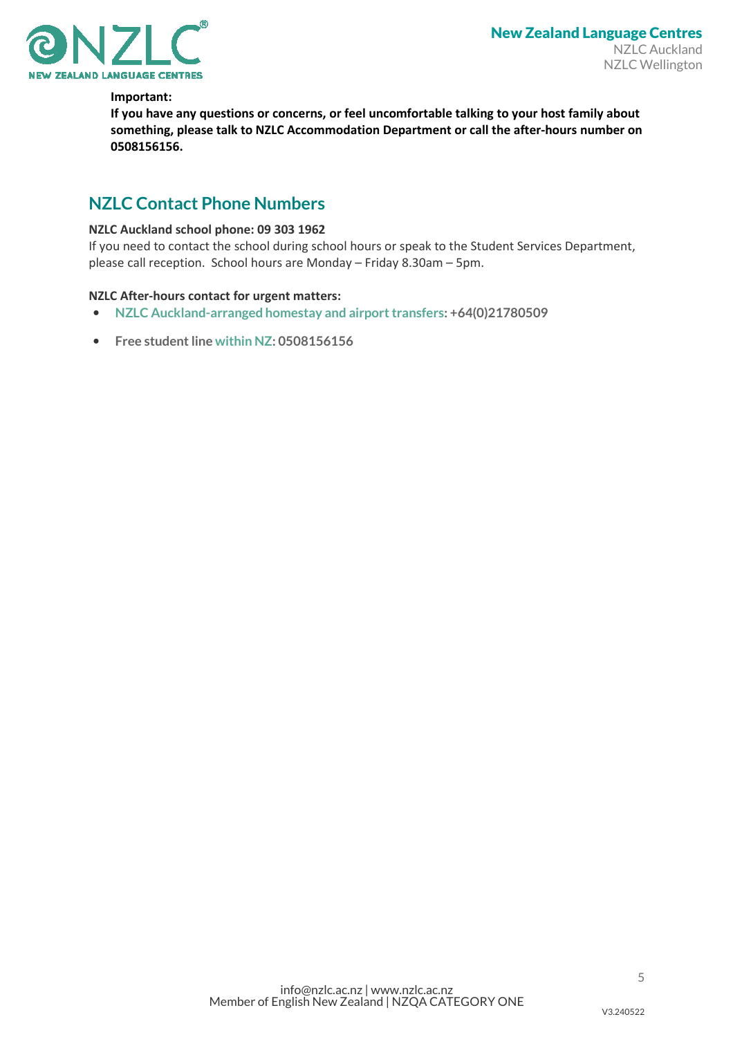**Important:**
**If you have any questions or concerns, or feel uncomfortable talking to your host family about something, please talk to NZLC Accommodation Department or call the after-hours number on 0508156156.**

## NZLC Contact Phone Numbers

**NZLC Auckland school phone: 09 303 1962**
If you need to contact the school during school hours or speak to the Student Services Department, please call reception. School hours are Monday – Friday 8.30am – 5pm.

**NZLC After-hours contact for urgent matters:**

- **NZLC Auckland-arranged homestay and airport transfers: +64(0)21780509**
- **Free student line within NZ: 0508156156**